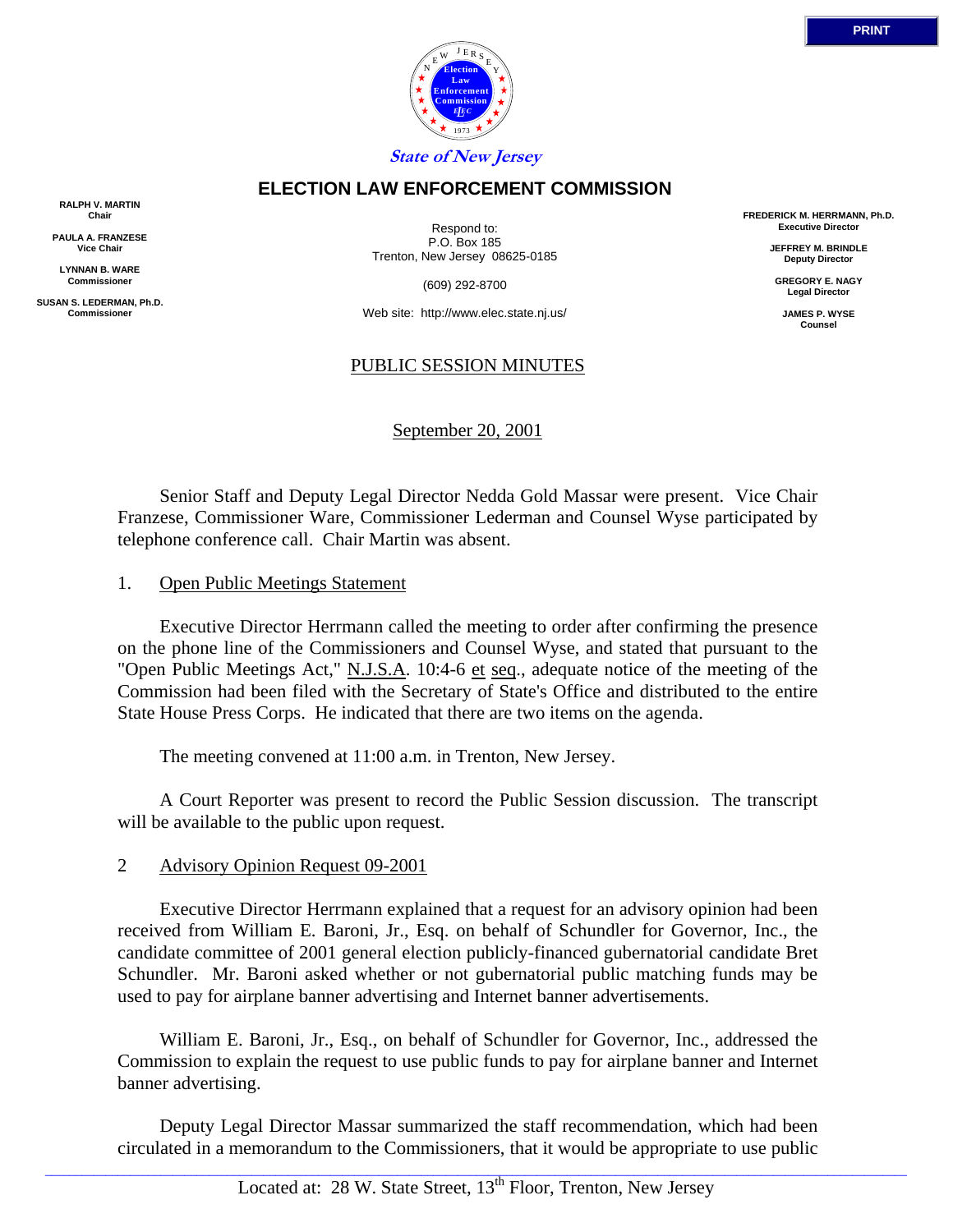State of New Jersey

# ELECTION LAW ENFORCEMENT COMMISSION

**RALPH V. MARTIN**
Chair

**PAULA A. FRANZESE**
Vice Chair

**LYNNAN B. WARE**
Commissioner

**SUSAN S. LEDERMAN, Ph.D.**
Commissioner

Respond to:
P.O. Box 185
Trenton, New Jersey 08625-0185

(609) 292-8700

Web site: http://www.elec.state.nj.us/

**FREDERICK M. HERRMANN, Ph.D.**
Executive Director

**JEFFREY M. BRINDLE**
Deputy Director

**GREGORY E. NAGY**
Legal Director

**JAMES P. WYSE**
Counsel

## PUBLIC SESSION MINUTES

September 20, 2001

Senior Staff and Deputy Legal Director Nedda Gold Massar were present. Vice Chair Franzese, Commissioner Ware, Commissioner Lederman and Counsel Wyse participated by telephone conference call. Chair Martin was absent.

1. Open Public Meetings Statement

Executive Director Herrmann called the meeting to order after confirming the presence on the phone line of the Commissioners and Counsel Wyse, and stated that pursuant to the "Open Public Meetings Act," N.J.S.A. 10:4-6 et seq., adequate notice of the meeting of the Commission had been filed with the Secretary of State's Office and distributed to the entire State House Press Corps. He indicated that there are two items on the agenda.

The meeting convened at 11:00 a.m. in Trenton, New Jersey.

A Court Reporter was present to record the Public Session discussion. The transcript will be available to the public upon request.

2 Advisory Opinion Request 09-2001

Executive Director Herrmann explained that a request for an advisory opinion had been received from William E. Baroni, Jr., Esq. on behalf of Schundler for Governor, Inc., the candidate committee of 2001 general election publicly-financed gubernatorial candidate Bret Schundler. Mr. Baroni asked whether or not gubernatorial public matching funds may be used to pay for airplane banner advertising and Internet banner advertisements.

William E. Baroni, Jr., Esq., on behalf of Schundler for Governor, Inc., addressed the Commission to explain the request to use public funds to pay for airplane banner and Internet banner advertising.

Deputy Legal Director Massar summarized the staff recommendation, which had been circulated in a memorandum to the Commissioners, that it would be appropriate to use public

Located at: 28 W. State Street, 13th Floor, Trenton, New Jersey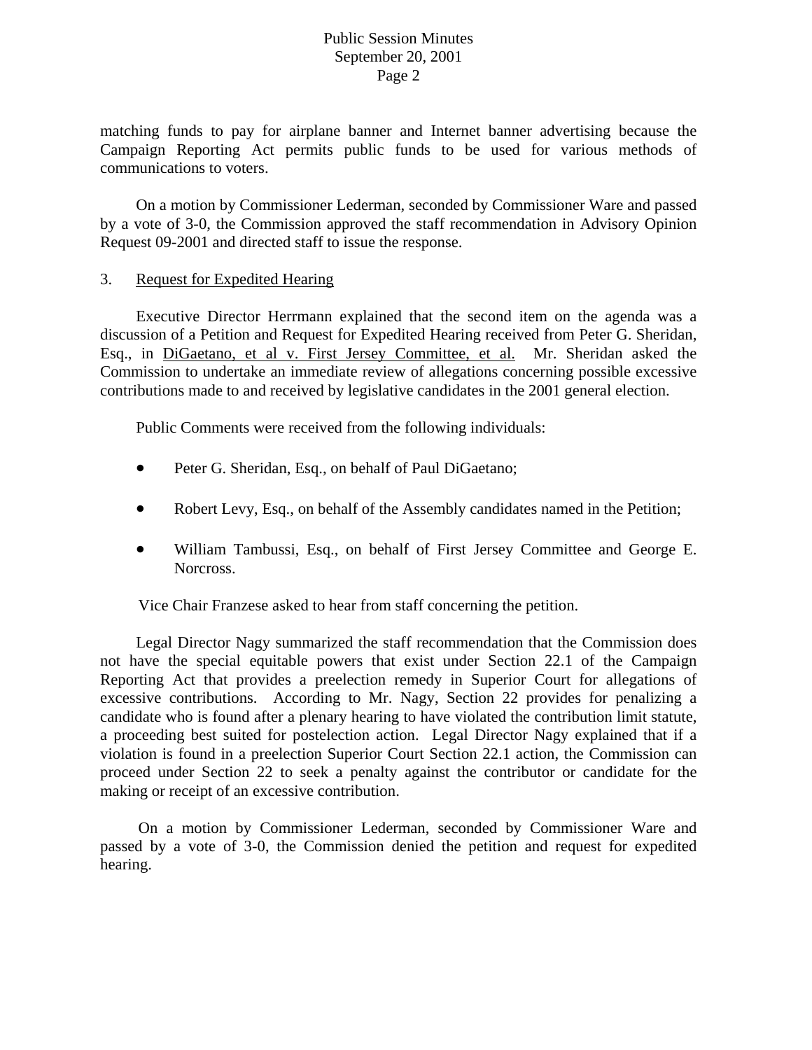matching funds to pay for airplane banner and Internet banner advertising because the Campaign Reporting Act permits public funds to be used for various methods of communications to voters.

On a motion by Commissioner Lederman, seconded by Commissioner Ware and passed by a vote of 3-0, the Commission approved the staff recommendation in Advisory Opinion Request 09-2001 and directed staff to issue the response.

3. Request for Expedited Hearing

Executive Director Herrmann explained that the second item on the agenda was a discussion of a Petition and Request for Expedited Hearing received from Peter G. Sheridan, Esq., in DiGaetano, et al v. First Jersey Committee, et al. Mr. Sheridan asked the Commission to undertake an immediate review of allegations concerning possible excessive contributions made to and received by legislative candidates in the 2001 general election.

Public Comments were received from the following individuals:

- Peter G. Sheridan, Esq., on behalf of Paul DiGaetano;
- Robert Levy, Esq., on behalf of the Assembly candidates named in the Petition;
- William Tambussi, Esq., on behalf of First Jersey Committee and George E. Norcross.

Vice Chair Franzese asked to hear from staff concerning the petition.

Legal Director Nagy summarized the staff recommendation that the Commission does not have the special equitable powers that exist under Section 22.1 of the Campaign Reporting Act that provides a preelection remedy in Superior Court for allegations of excessive contributions. According to Mr. Nagy, Section 22 provides for penalizing a candidate who is found after a plenary hearing to have violated the contribution limit statute, a proceeding best suited for postelection action. Legal Director Nagy explained that if a violation is found in a preelection Superior Court Section 22.1 action, the Commission can proceed under Section 22 to seek a penalty against the contributor or candidate for the making or receipt of an excessive contribution.

On a motion by Commissioner Lederman, seconded by Commissioner Ware and passed by a vote of 3-0, the Commission denied the petition and request for expedited hearing.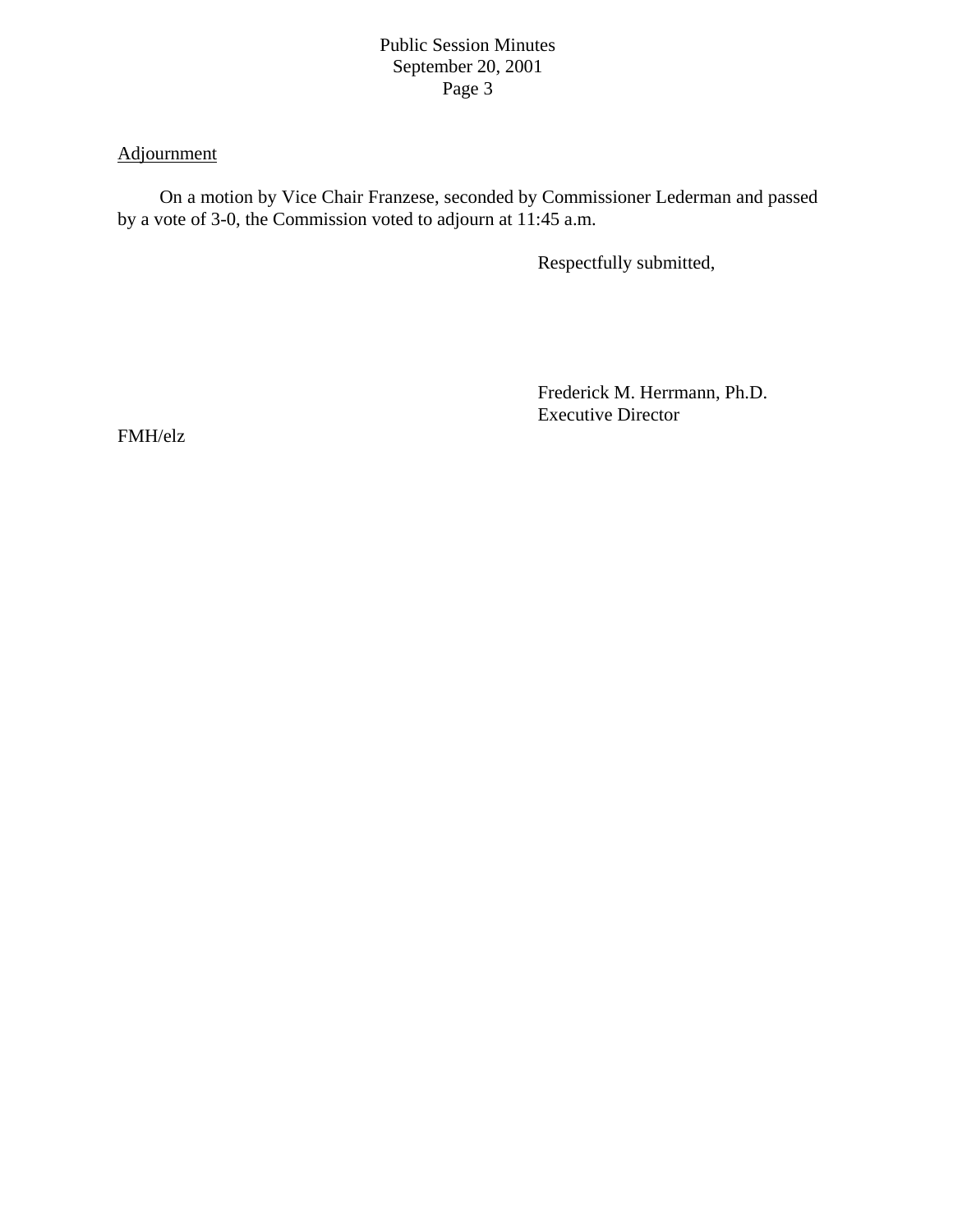Adjournment

On a motion by Vice Chair Franzese, seconded by Commissioner Lederman and passed by a vote of 3-0, the Commission voted to adjourn at 11:45 a.m.

Respectfully submitted,

Frederick M. Herrmann, Ph.D.
Executive Director

FMH/elz